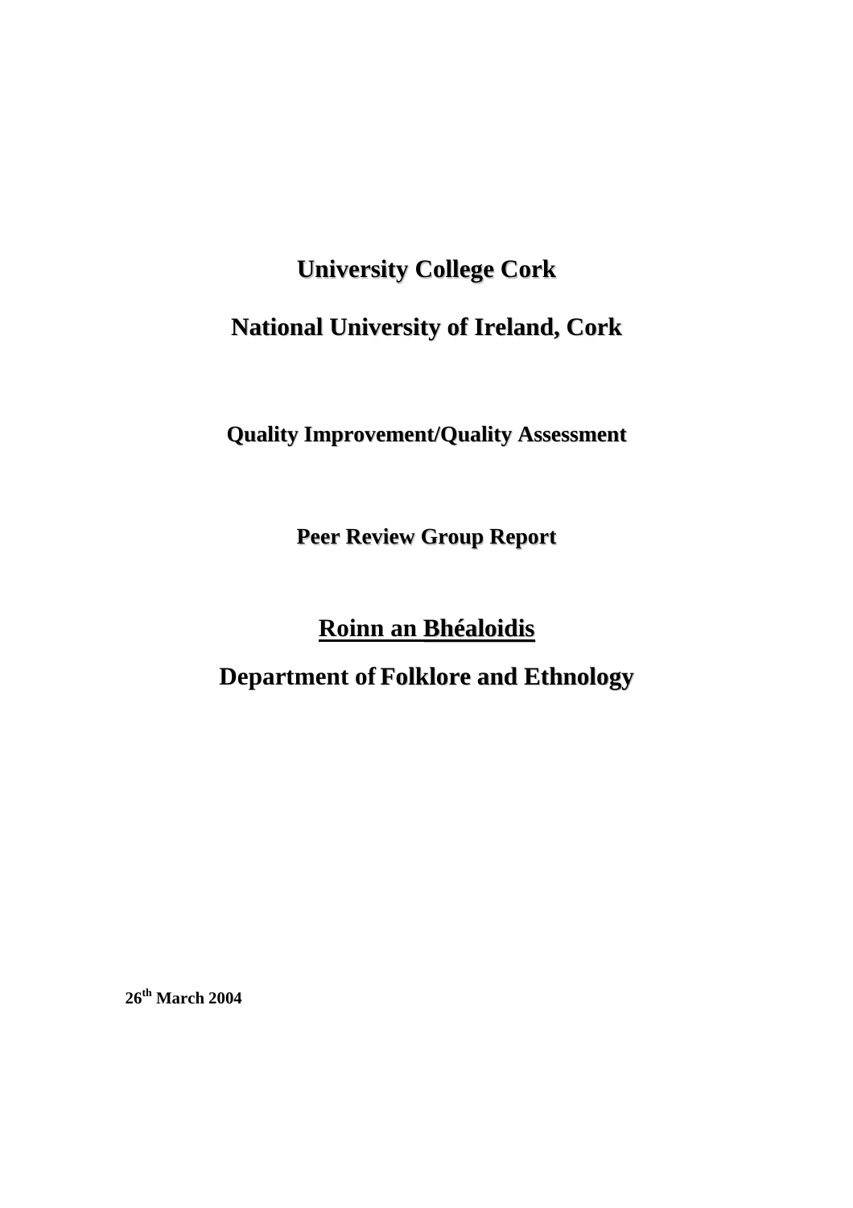# University College Cork

# National University of Ireland, Cork

## Quality Improvement/Quality Assessment

## Peer Review Group Report

# Roinn an Bhéaloidis

# Department of Folklore and Ethnology

**26th March 2004**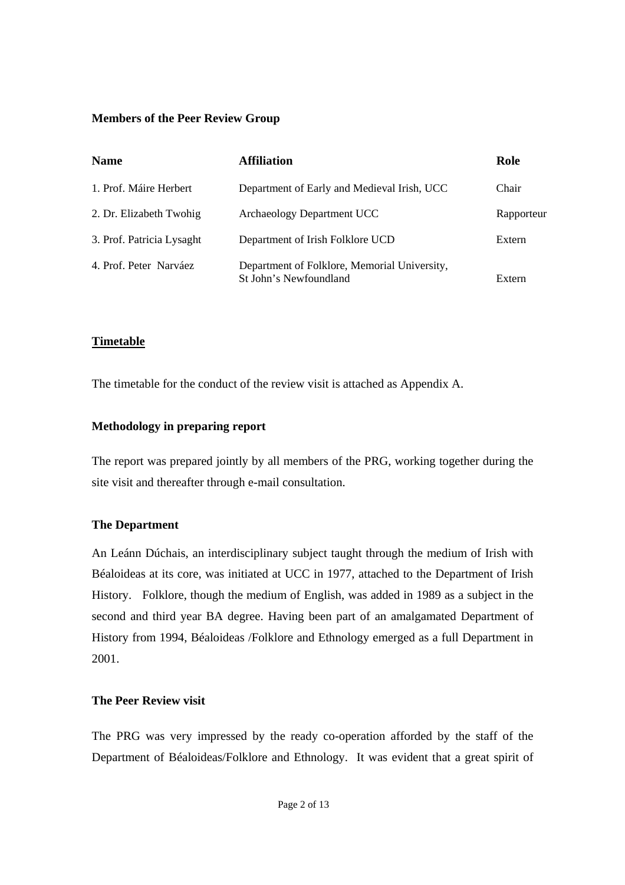**Members of the Peer Review Group**

| Name | Affiliation | Role |
|---|---|---|
| 1. Prof. Máire Herbert | Department of Early and Medieval Irish, UCC | Chair |
| 2. Dr. Elizabeth Twohig | Archaeology Department UCC | Rapporteur |
| 3. Prof. Patricia Lysaght | Department of Irish Folklore UCD | Extern |
| 4. Prof. Peter Narváez | Department of Folklore, Memorial University, St John's Newfoundland | Extern |

## Timetable

The timetable for the conduct of the review visit is attached as Appendix A.

**Methodology in preparing report**

The report was prepared jointly by all members of the PRG, working together during the site visit and thereafter through e-mail consultation.

**The Department**

An Leánn Dúchais, an interdisciplinary subject taught through the medium of Irish with Béaloideas at its core, was initiated at UCC in 1977, attached to the Department of Irish History. Folklore, though the medium of English, was added in 1989 as a subject in the second and third year BA degree. Having been part of an amalgamated Department of History from 1994, Béaloideas /Folklore and Ethnology emerged as a full Department in 2001.

**The Peer Review visit**

The PRG was very impressed by the ready co-operation afforded by the staff of the Department of Béaloideas/Folklore and Ethnology. It was evident that a great spirit of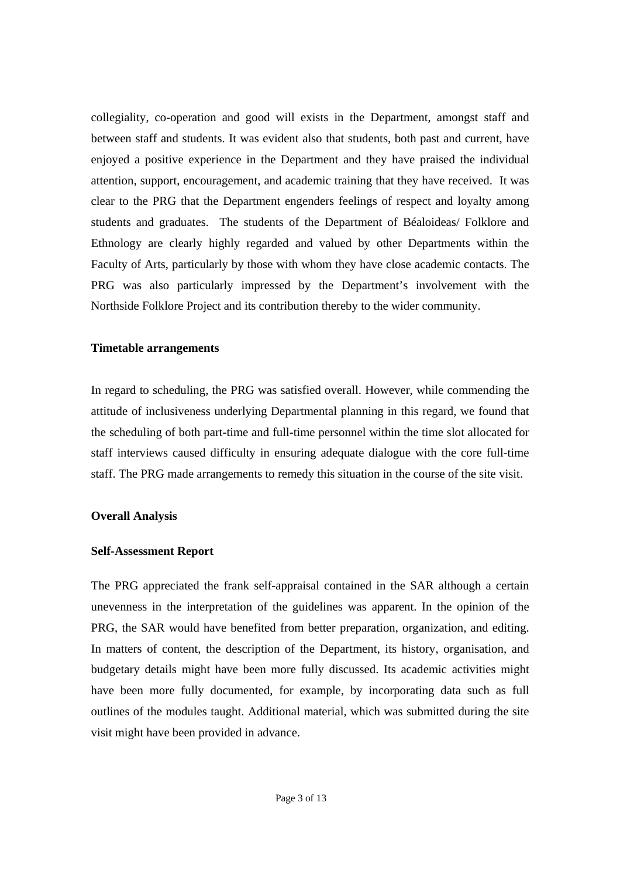collegiality, co-operation and good will exists in the Department, amongst staff and between staff and students. It was evident also that students, both past and current, have enjoyed a positive experience in the Department and they have praised the individual attention, support, encouragement, and academic training that they have received. It was clear to the PRG that the Department engenders feelings of respect and loyalty among students and graduates. The students of the Department of Béaloideas/ Folklore and Ethnology are clearly highly regarded and valued by other Departments within the Faculty of Arts, particularly by those with whom they have close academic contacts. The PRG was also particularly impressed by the Department's involvement with the Northside Folklore Project and its contribution thereby to the wider community.

**Timetable arrangements**

In regard to scheduling, the PRG was satisfied overall. However, while commending the attitude of inclusiveness underlying Departmental planning in this regard, we found that the scheduling of both part-time and full-time personnel within the time slot allocated for staff interviews caused difficulty in ensuring adequate dialogue with the core full-time staff. The PRG made arrangements to remedy this situation in the course of the site visit.

**Overall Analysis**

**Self-Assessment Report**

The PRG appreciated the frank self-appraisal contained in the SAR although a certain unevenness in the interpretation of the guidelines was apparent. In the opinion of the PRG, the SAR would have benefited from better preparation, organization, and editing. In matters of content, the description of the Department, its history, organisation, and budgetary details might have been more fully discussed. Its academic activities might have been more fully documented, for example, by incorporating data such as full outlines of the modules taught. Additional material, which was submitted during the site visit might have been provided in advance.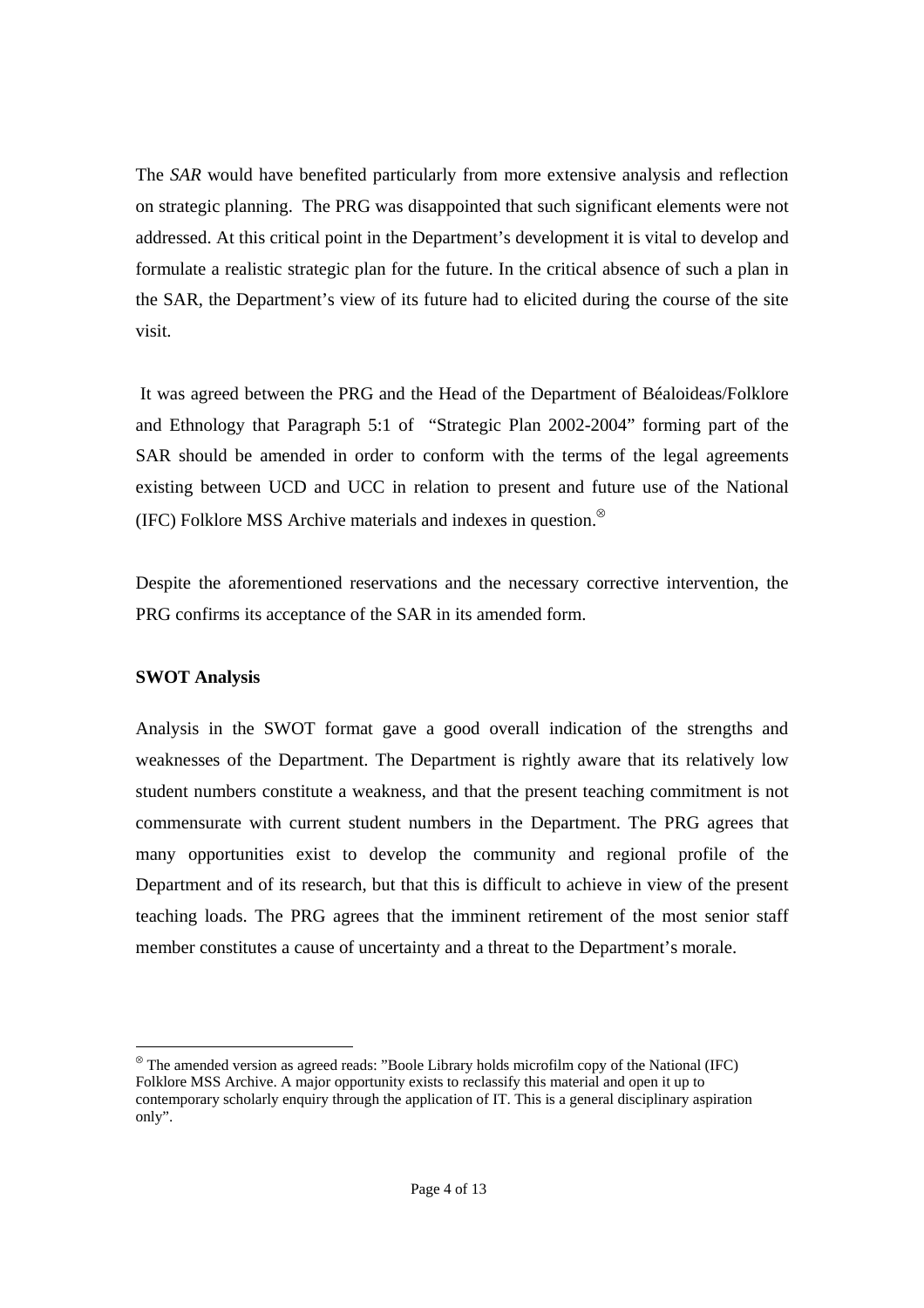The *SAR* would have benefited particularly from more extensive analysis and reflection on strategic planning. The PRG was disappointed that such significant elements were not addressed. At this critical point in the Department's development it is vital to develop and formulate a realistic strategic plan for the future. In the critical absence of such a plan in the SAR, the Department's view of its future had to elicited during the course of the site visit.

It was agreed between the PRG and the Head of the Department of Béaloideas/Folklore and Ethnology that Paragraph 5:1 of "Strategic Plan 2002-2004" forming part of the SAR should be amended in order to conform with the terms of the legal agreements existing between UCD and UCC in relation to present and future use of the National (IFC) Folklore MSS Archive materials and indexes in question.[⊗]

Despite the aforementioned reservations and the necessary corrective intervention, the PRG confirms its acceptance of the SAR in its amended form.

**SWOT Analysis**

Analysis in the SWOT format gave a good overall indication of the strengths and weaknesses of the Department. The Department is rightly aware that its relatively low student numbers constitute a weakness, and that the present teaching commitment is not commensurate with current student numbers in the Department. The PRG agrees that many opportunities exist to develop the community and regional profile of the Department and of its research, but that this is difficult to achieve in view of the present teaching loads. The PRG agrees that the imminent retirement of the most senior staff member constitutes a cause of uncertainty and a threat to the Department's morale.

---

[⊗] The amended version as agreed reads: "Boole Library holds microfilm copy of the National (IFC) Folklore MSS Archive. A major opportunity exists to reclassify this material and open it up to contemporary scholarly enquiry through the application of IT. This is a general disciplinary aspiration only".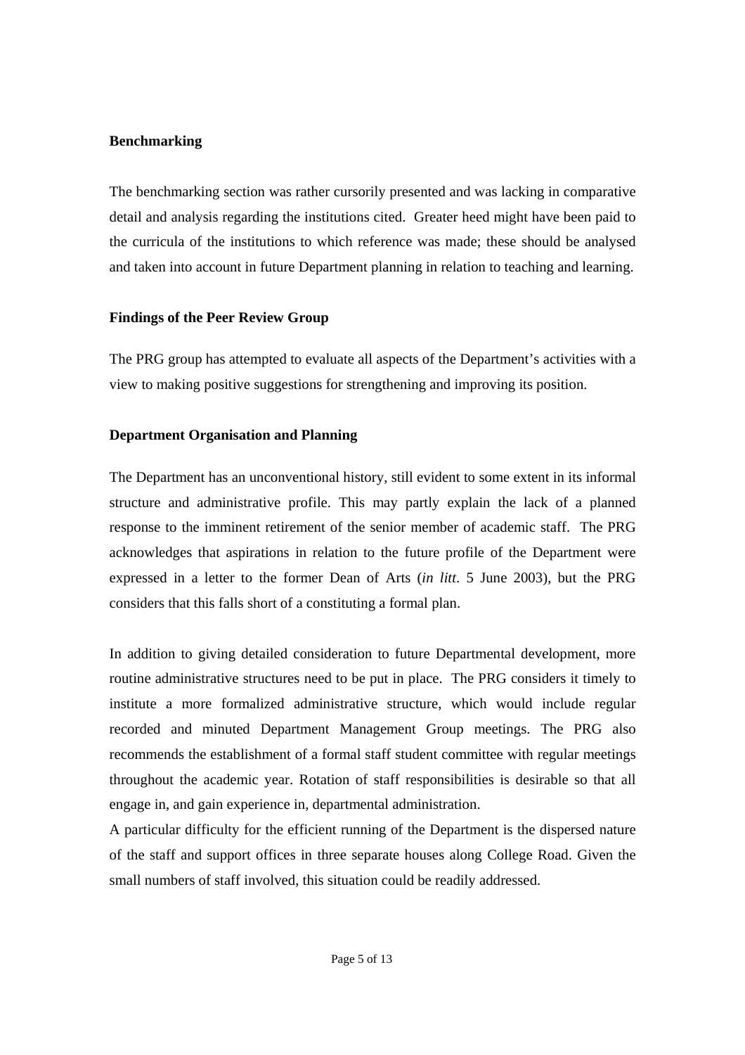**Benchmarking**

The benchmarking section was rather cursorily presented and was lacking in comparative detail and analysis regarding the institutions cited. Greater heed might have been paid to the curricula of the institutions to which reference was made; these should be analysed and taken into account in future Department planning in relation to teaching and learning.

**Findings of the Peer Review Group**

The PRG group has attempted to evaluate all aspects of the Department's activities with a view to making positive suggestions for strengthening and improving its position.

**Department Organisation and Planning**

The Department has an unconventional history, still evident to some extent in its informal structure and administrative profile. This may partly explain the lack of a planned response to the imminent retirement of the senior member of academic staff. The PRG acknowledges that aspirations in relation to the future profile of the Department were expressed in a letter to the former Dean of Arts (*in litt*. 5 June 2003), but the PRG considers that this falls short of a constituting a formal plan.

In addition to giving detailed consideration to future Departmental development, more routine administrative structures need to be put in place. The PRG considers it timely to institute a more formalized administrative structure, which would include regular recorded and minuted Department Management Group meetings. The PRG also recommends the establishment of a formal staff student committee with regular meetings throughout the academic year. Rotation of staff responsibilities is desirable so that all engage in, and gain experience in, departmental administration.
A particular difficulty for the efficient running of the Department is the dispersed nature of the staff and support offices in three separate houses along College Road. Given the small numbers of staff involved, this situation could be readily addressed.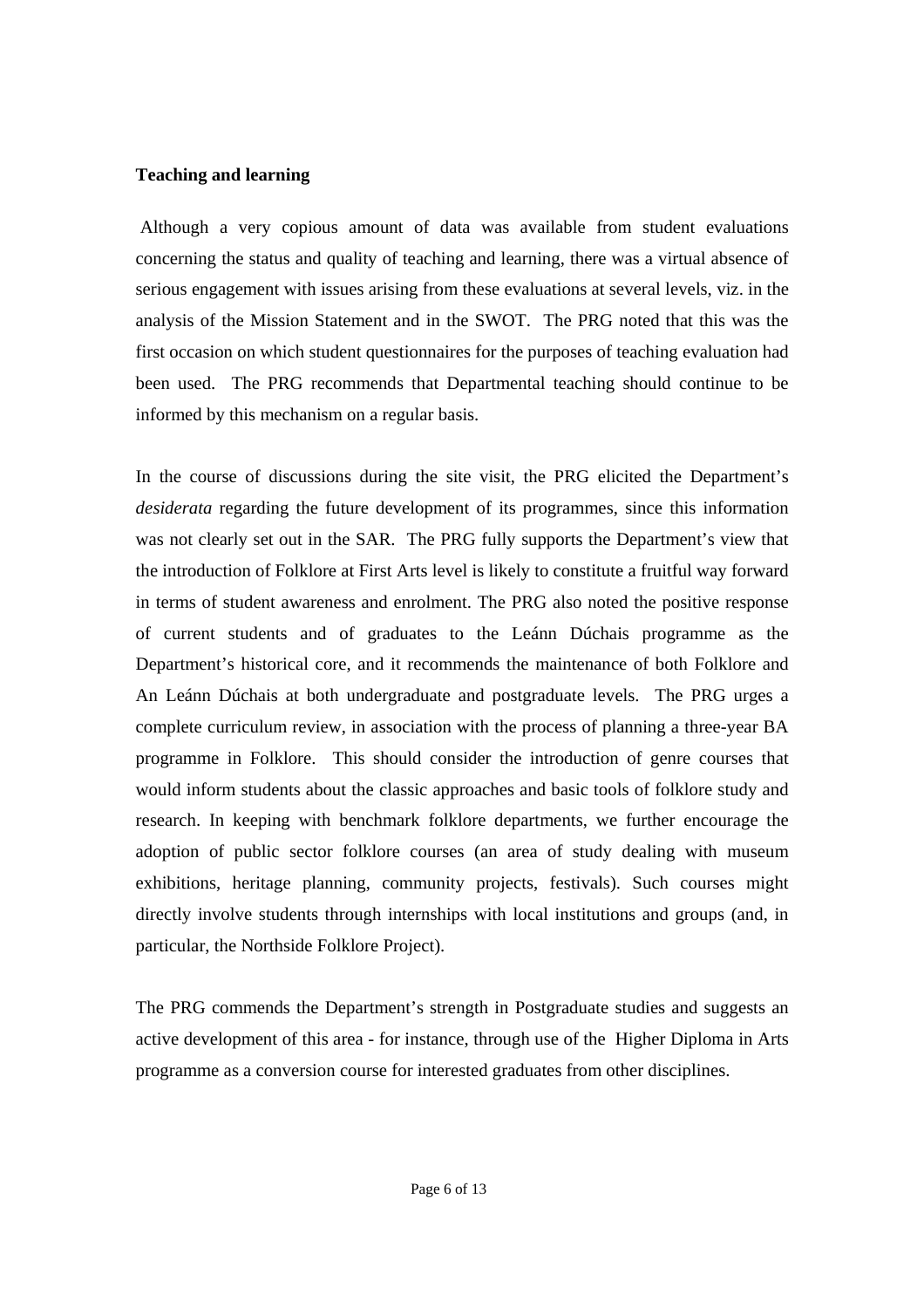**Teaching and learning**

Although a very copious amount of data was available from student evaluations concerning the status and quality of teaching and learning, there was a virtual absence of serious engagement with issues arising from these evaluations at several levels, viz. in the analysis of the Mission Statement and in the SWOT. The PRG noted that this was the first occasion on which student questionnaires for the purposes of teaching evaluation had been used. The PRG recommends that Departmental teaching should continue to be informed by this mechanism on a regular basis.

In the course of discussions during the site visit, the PRG elicited the Department's *desiderata* regarding the future development of its programmes, since this information was not clearly set out in the SAR. The PRG fully supports the Department's view that the introduction of Folklore at First Arts level is likely to constitute a fruitful way forward in terms of student awareness and enrolment. The PRG also noted the positive response of current students and of graduates to the Leánn Dúchais programme as the Department's historical core, and it recommends the maintenance of both Folklore and An Leánn Dúchais at both undergraduate and postgraduate levels. The PRG urges a complete curriculum review, in association with the process of planning a three-year BA programme in Folklore. This should consider the introduction of genre courses that would inform students about the classic approaches and basic tools of folklore study and research. In keeping with benchmark folklore departments, we further encourage the adoption of public sector folklore courses (an area of study dealing with museum exhibitions, heritage planning, community projects, festivals). Such courses might directly involve students through internships with local institutions and groups (and, in particular, the Northside Folklore Project).

The PRG commends the Department's strength in Postgraduate studies and suggests an active development of this area - for instance, through use of the Higher Diploma in Arts programme as a conversion course for interested graduates from other disciplines.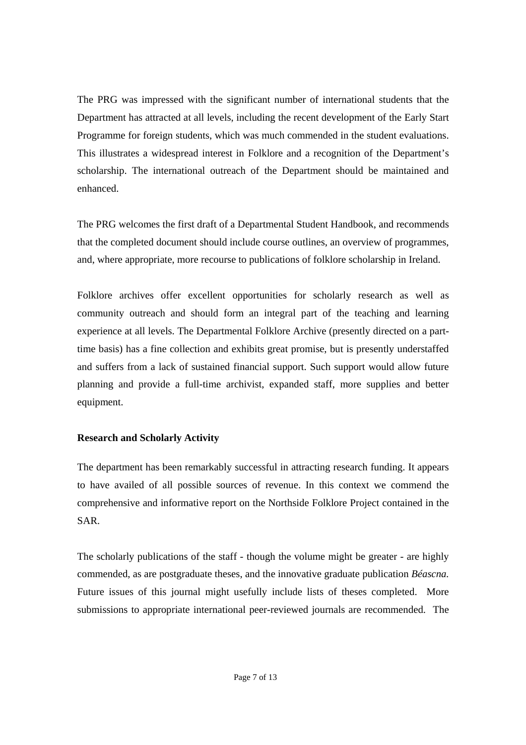The PRG was impressed with the significant number of international students that the Department has attracted at all levels, including the recent development of the Early Start Programme for foreign students, which was much commended in the student evaluations. This illustrates a widespread interest in Folklore and a recognition of the Department's scholarship. The international outreach of the Department should be maintained and enhanced.

The PRG welcomes the first draft of a Departmental Student Handbook, and recommends that the completed document should include course outlines, an overview of programmes, and, where appropriate, more recourse to publications of folklore scholarship in Ireland.

Folklore archives offer excellent opportunities for scholarly research as well as community outreach and should form an integral part of the teaching and learning experience at all levels. The Departmental Folklore Archive (presently directed on a part-time basis) has a fine collection and exhibits great promise, but is presently understaffed and suffers from a lack of sustained financial support. Such support would allow future planning and provide a full-time archivist, expanded staff, more supplies and better equipment.

**Research and Scholarly Activity**

The department has been remarkably successful in attracting research funding. It appears to have availed of all possible sources of revenue. In this context we commend the comprehensive and informative report on the Northside Folklore Project contained in the SAR.

The scholarly publications of the staff - though the volume might be greater - are highly commended, as are postgraduate theses, and the innovative graduate publication *Béascna.* Future issues of this journal might usefully include lists of theses completed. More submissions to appropriate international peer-reviewed journals are recommended. The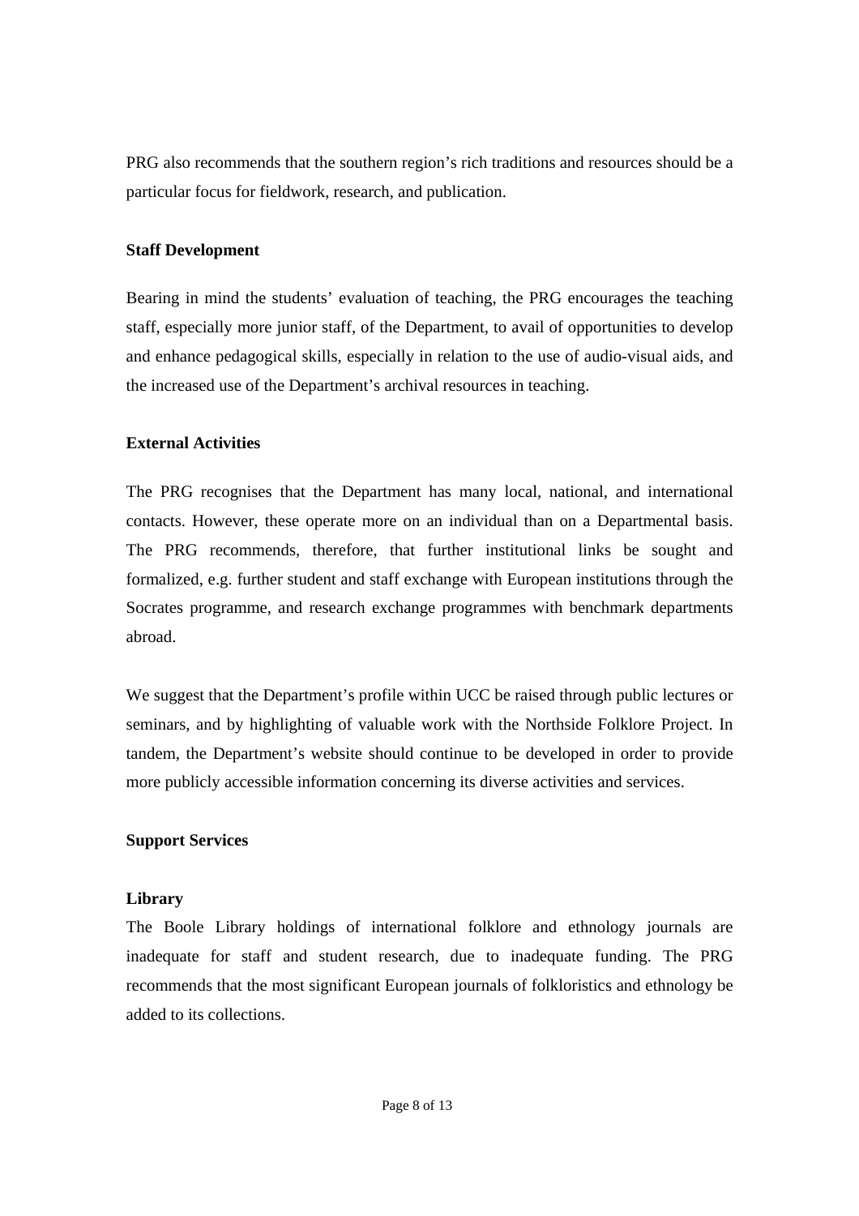PRG also recommends that the southern region's rich traditions and resources should be a particular focus for fieldwork, research, and publication.

**Staff Development**

Bearing in mind the students' evaluation of teaching, the PRG encourages the teaching staff, especially more junior staff, of the Department, to avail of opportunities to develop and enhance pedagogical skills, especially in relation to the use of audio-visual aids, and the increased use of the Department's archival resources in teaching.

**External Activities**

The PRG recognises that the Department has many local, national, and international contacts. However, these operate more on an individual than on a Departmental basis. The PRG recommends, therefore, that further institutional links be sought and formalized, e.g. further student and staff exchange with European institutions through the Socrates programme, and research exchange programmes with benchmark departments abroad.

We suggest that the Department's profile within UCC be raised through public lectures or seminars, and by highlighting of valuable work with the Northside Folklore Project. In tandem, the Department's website should continue to be developed in order to provide more publicly accessible information concerning its diverse activities and services.

**Support Services**

**Library**

The Boole Library holdings of international folklore and ethnology journals are inadequate for staff and student research, due to inadequate funding. The PRG recommends that the most significant European journals of folkloristics and ethnology be added to its collections.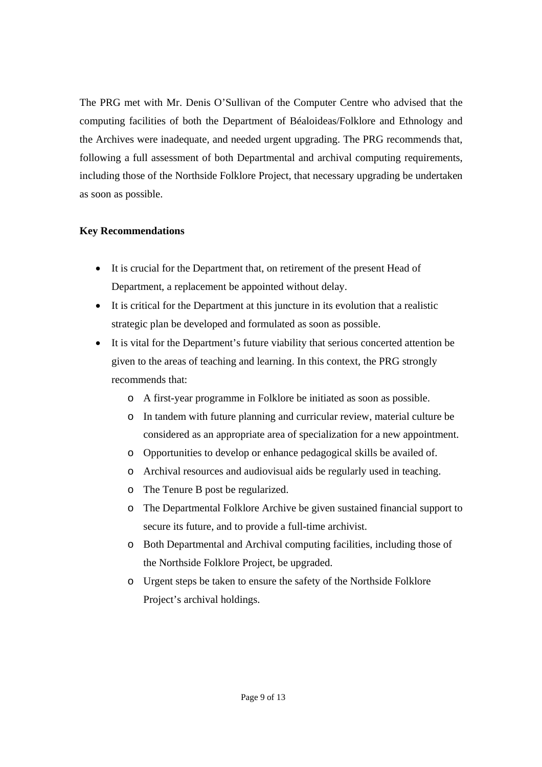The PRG met with Mr. Denis O'Sullivan of the Computer Centre who advised that the computing facilities of both the Department of Béaloideas/Folklore and Ethnology and the Archives were inadequate, and needed urgent upgrading. The PRG recommends that, following a full assessment of both Departmental and archival computing requirements, including those of the Northside Folklore Project, that necessary upgrading be undertaken as soon as possible.

**Key Recommendations**

- It is crucial for the Department that, on retirement of the present Head of Department, a replacement be appointed without delay.
- It is critical for the Department at this juncture in its evolution that a realistic strategic plan be developed and formulated as soon as possible.
- It is vital for the Department's future viability that serious concerted attention be given to the areas of teaching and learning. In this context, the PRG strongly recommends that:
  - A first-year programme in Folklore be initiated as soon as possible.
  - In tandem with future planning and curricular review, material culture be considered as an appropriate area of specialization for a new appointment.
  - Opportunities to develop or enhance pedagogical skills be availed of.
  - Archival resources and audiovisual aids be regularly used in teaching.
  - The Tenure B post be regularized.
  - The Departmental Folklore Archive be given sustained financial support to secure its future, and to provide a full-time archivist.
  - Both Departmental and Archival computing facilities, including those of the Northside Folklore Project, be upgraded.
  - Urgent steps be taken to ensure the safety of the Northside Folklore Project's archival holdings.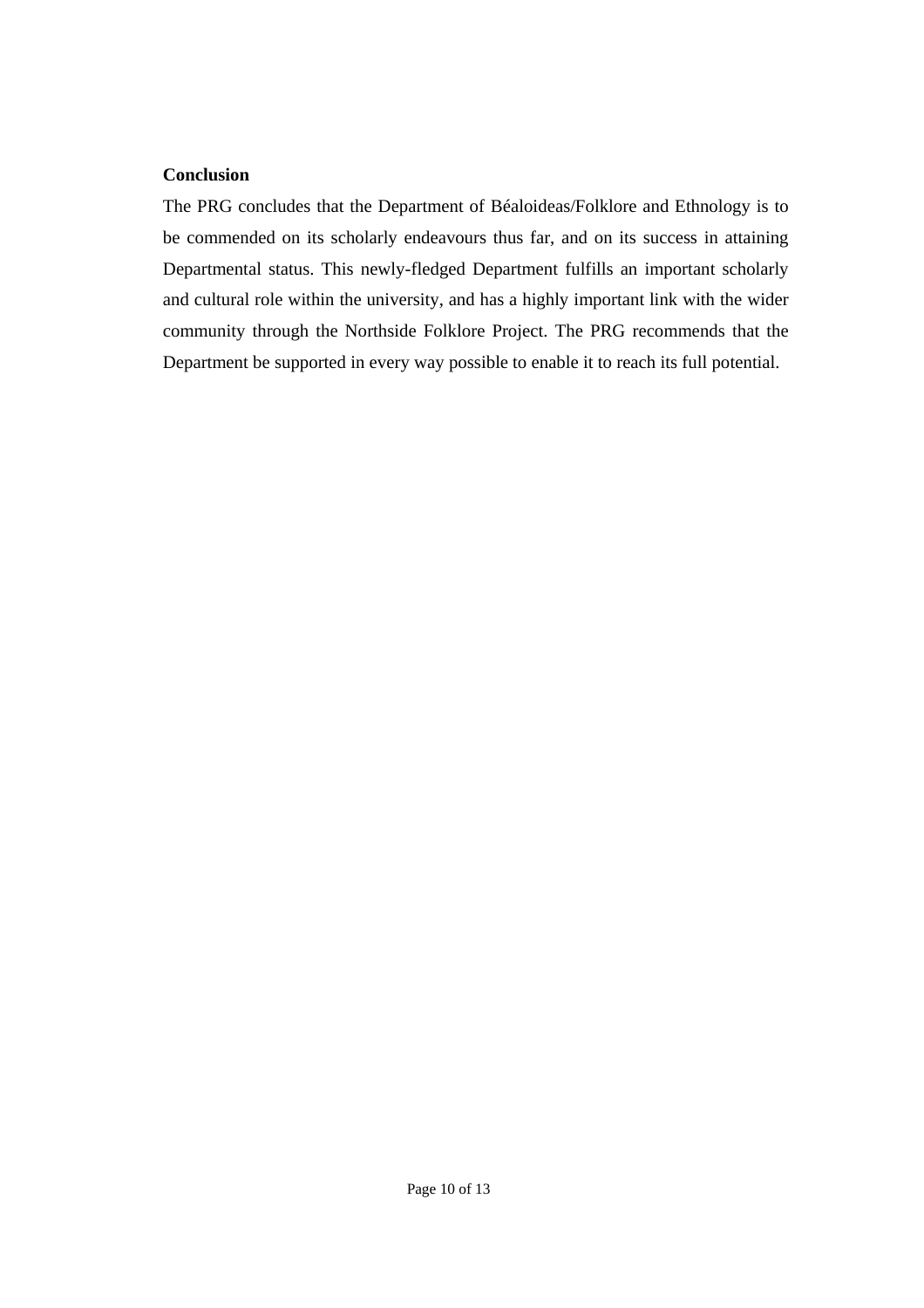**Conclusion**

The PRG concludes that the Department of Béaloideas/Folklore and Ethnology is to be commended on its scholarly endeavours thus far, and on its success in attaining Departmental status. This newly-fledged Department fulfills an important scholarly and cultural role within the university, and has a highly important link with the wider community through the Northside Folklore Project. The PRG recommends that the Department be supported in every way possible to enable it to reach its full potential.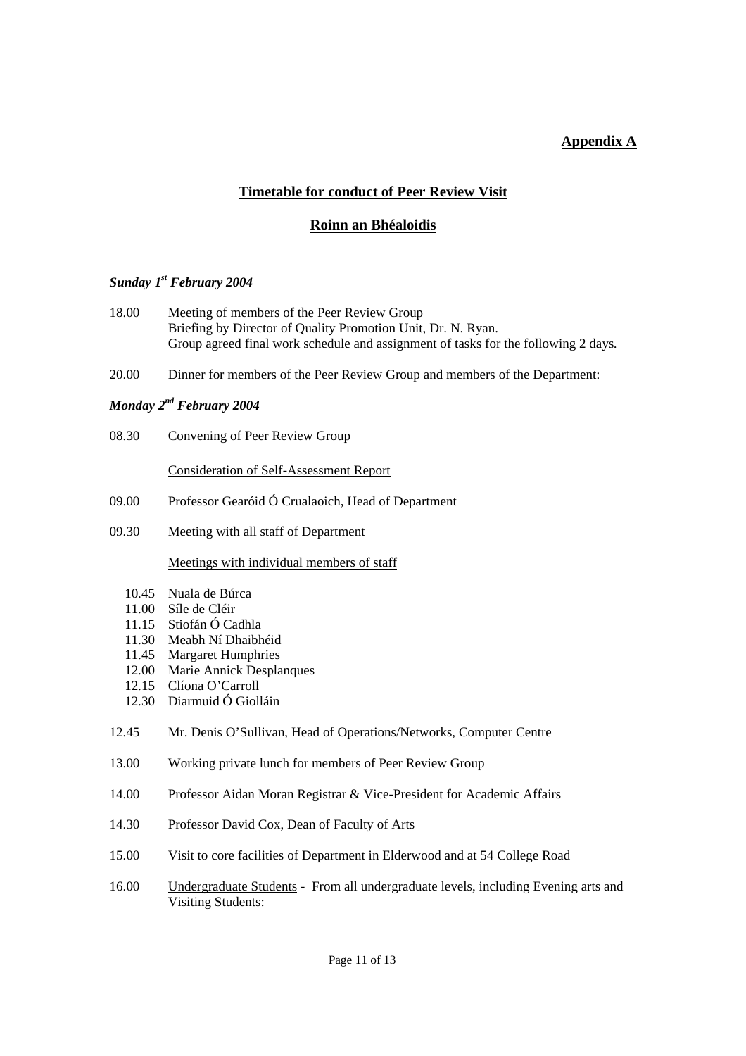**Appendix A**

## Timetable for conduct of Peer Review Visit

## Roinn an Bhéaloidis

***Sunday 1st February 2004***

18.00 Meeting of members of the Peer Review Group
Briefing by Director of Quality Promotion Unit, Dr. N. Ryan.
Group agreed final work schedule and assignment of tasks for the following 2 days.

20.00 Dinner for members of the Peer Review Group and members of the Department:

***Monday 2nd February 2004***

08.30 Convening of Peer Review Group

Consideration of Self-Assessment Report

09.00 Professor Gearóid Ó Crualaoich, Head of Department

09.30 Meeting with all staff of Department

Meetings with individual members of staff

- 10.45 Nuala de Búrca
- 11.00 Síle de Cléir
- 11.15 Stiofán Ó Cadhla
- 11.30 Meabh Ní Dhaibhéid
- 11.45 Margaret Humphries
- 12.00 Marie Annick Desplanques
- 12.15 Clíona O'Carroll
- 12.30 Diarmuid Ó Giolláin

12.45 Mr. Denis O'Sullivan, Head of Operations/Networks, Computer Centre

13.00 Working private lunch for members of Peer Review Group

14.00 Professor Aidan Moran Registrar & Vice-President for Academic Affairs

14.30 Professor David Cox, Dean of Faculty of Arts

15.00 Visit to core facilities of Department in Elderwood and at 54 College Road

16.00 Undergraduate Students - From all undergraduate levels, including Evening arts and Visiting Students: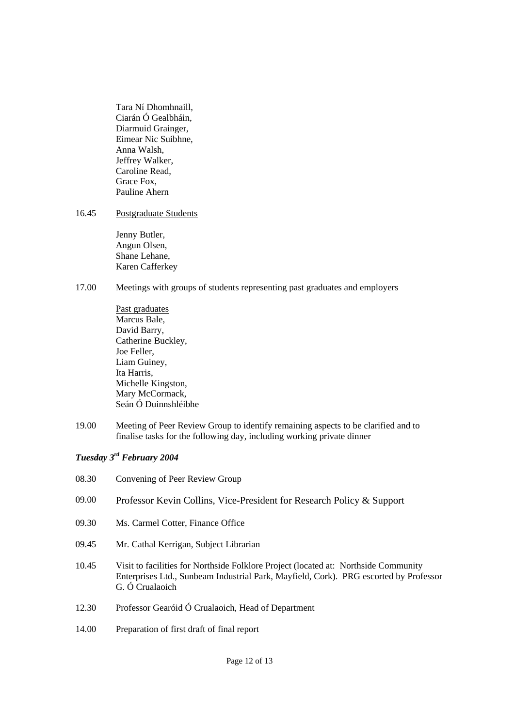Tara Ní Dhomhnaill,
Ciarán Ó Gealbháin,
Diarmuid Grainger,
Eimear Nic Suibhne,
Anna Walsh,
Jeffrey Walker,
Caroline Read,
Grace Fox,
Pauline Ahern

16.45 Postgraduate Students

Jenny Butler,
Angun Olsen,
Shane Lehane,
Karen Cafferkey

17.00 Meetings with groups of students representing past graduates and employers

Past graduates
Marcus Bale,
David Barry,
Catherine Buckley,
Joe Feller,
Liam Guiney,
Ita Harris,
Michelle Kingston,
Mary McCormack,
Seán Ó Duinnshléibhe

19.00 Meeting of Peer Review Group to identify remaining aspects to be clarified and to finalise tasks for the following day, including working private dinner

***Tuesday 3rd February 2004***

08.30 Convening of Peer Review Group

09.00 Professor Kevin Collins, Vice-President for Research Policy & Support

09.30 Ms. Carmel Cotter, Finance Office

09.45 Mr. Cathal Kerrigan, Subject Librarian

10.45 Visit to facilities for Northside Folklore Project (located at: Northside Community Enterprises Ltd., Sunbeam Industrial Park, Mayfield, Cork). PRG escorted by Professor G. Ó Crualaoich

12.30 Professor Gearóid Ó Crualaoich, Head of Department

14.00 Preparation of first draft of final report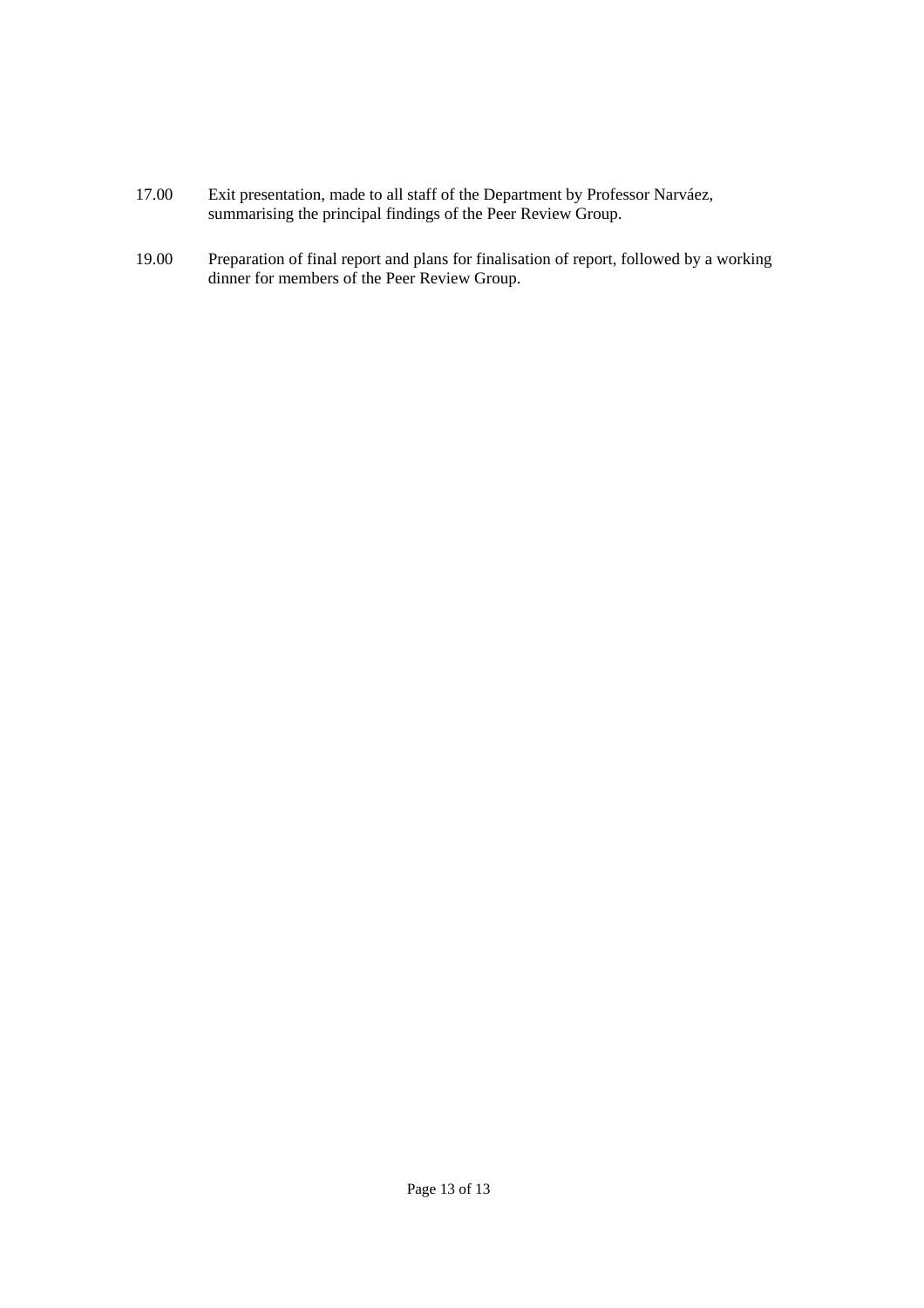17.00 Exit presentation, made to all staff of the Department by Professor Narváez, summarising the principal findings of the Peer Review Group.

19.00 Preparation of final report and plans for finalisation of report, followed by a working dinner for members of the Peer Review Group.